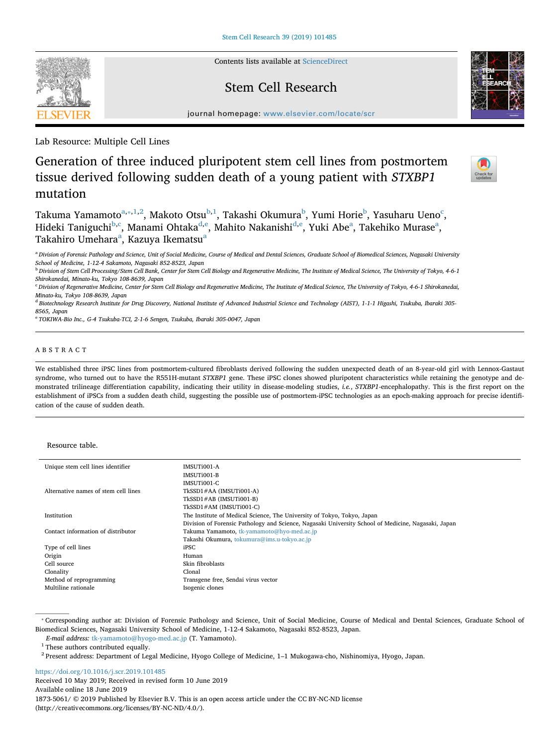Lab Resource: Multiple Cell Lines

# Generation of three induced pluripotent stem cell lines from postmortem tissue derived following sudden death of a young patient with *STXBP1* mutation

Takuma Yamamoto[a,*,1,2], Makoto Otsu[b,1], Takashi Okumura[b], Yumi Horie[b], Yasuharu Ueno[c], Hideki Taniguchi[b,c], Manami Ohtaka[d,e], Mahito Nakanishi[d,e], Yuki Abe[a], Takehiko Murase[a], Takahiro Umehara[a], Kazuya Ikematsu[a]

[a] Division of Forensic Pathology and Science, Unit of Social Medicine, Course of Medical and Dental Sciences, Graduate School of Biomedical Sciences, Nagasaki University School of Medicine, 1-12-4 Sakamoto, Nagasaki 852-8523, Japan

[b] Division of Stem Cell Processing/Stem Cell Bank, Center for Stem Cell Biology and Regenerative Medicine, The Institute of Medical Science, The University of Tokyo, 4-6-1 Shirokanedai, Minato-ku, Tokyo 108-8639, Japan

[c] Division of Regenerative Medicine, Center for Stem Cell Biology and Regenerative Medicine, The Institute of Medical Science, The University of Tokyo, 4-6-1 Shirokanedai, Minato-ku, Tokyo 108-8639, Japan

[d] Biotechnology Research Institute for Drug Discovery, National Institute of Advanced Industrial Science and Technology (AIST), 1-1-1 Higashi, Tsukuba, Ibaraki 305-8565, Japan

[e] TOKIWA-Bio Inc., G-4 Tsukuba-TCI, 2-1-6 Sengen, Tsukuba, Ibaraki 305-0047, Japan

## ABSTRACT

We established three iPSC lines from postmortem-cultured fibroblasts derived following the sudden unexpected death of an 8-year-old girl with Lennox-Gastaut syndrome, who turned out to have the R551H-mutant *STXBP1* gene. These iPSC clones showed pluripotent characteristics while retaining the genotype and demonstrated trilineage differentiation capability, indicating their utility in disease-modeling studies, *i.e.*, *STXBP1*-encephalopathy. This is the first report on the establishment of iPSCs from a sudden death child, suggesting the possible use of postmortem-iPSC technologies as an epoch-making approach for precise identification of the cause of sudden death.

Resource table.

| | |
|---|---|
| Unique stem cell lines identifier | IMSUTi001-A<br>IMSUTi001-B<br>IMSUTi001-C |
| Alternative names of stem cell lines | TkSSD1#AA (IMSUTi001-A)<br>TkSSD1#AB (IMSUTi001-B)<br>TkSSD1#AM (IMSUTi001-C) |
| Institution | The Institute of Medical Science, The University of Tokyo, Tokyo, Japan<br>Division of Forensic Pathology and Science, Nagasaki University School of Medicine, Nagasaki, Japan |
| Contact information of distributor | Takuma Yamamoto, tk-yamamoto@hyo-med.ac.jp<br>Takashi Okumura, tokumura@ims.u-tokyo.ac.jp |
| Type of cell lines | iPSC |
| Origin | Human |
| Cell source | Skin fibroblasts |
| Clonality | Clonal |
| Method of reprogramming | Transgene free, Sendai virus vector |
| Multiline rationale | Isogenic clones |

* Corresponding author at: Division of Forensic Pathology and Science, Unit of Social Medicine, Course of Medical and Dental Sciences, Graduate School of Biomedical Sciences, Nagasaki University School of Medicine, 1-12-4 Sakamoto, Nagasaki 852-8523, Japan.

*E-mail address:* tk-yamamoto@hyogo-med.ac.jp (T. Yamamoto).

[1] These authors contributed equally.

[2] Present address: Department of Legal Medicine, Hyogo College of Medicine, 1–1 Mukogawa-cho, Nishinomiya, Hyogo, Japan.

https://doi.org/10.1016/j.scr.2019.101485

Received 10 May 2019; Received in revised form 10 June 2019

Available online 18 June 2019

1873-5061/ © 2019 Published by Elsevier B.V. This is an open access article under the CC BY-NC-ND license (http://creativecommons.org/licenses/BY-NC-ND/4.0/).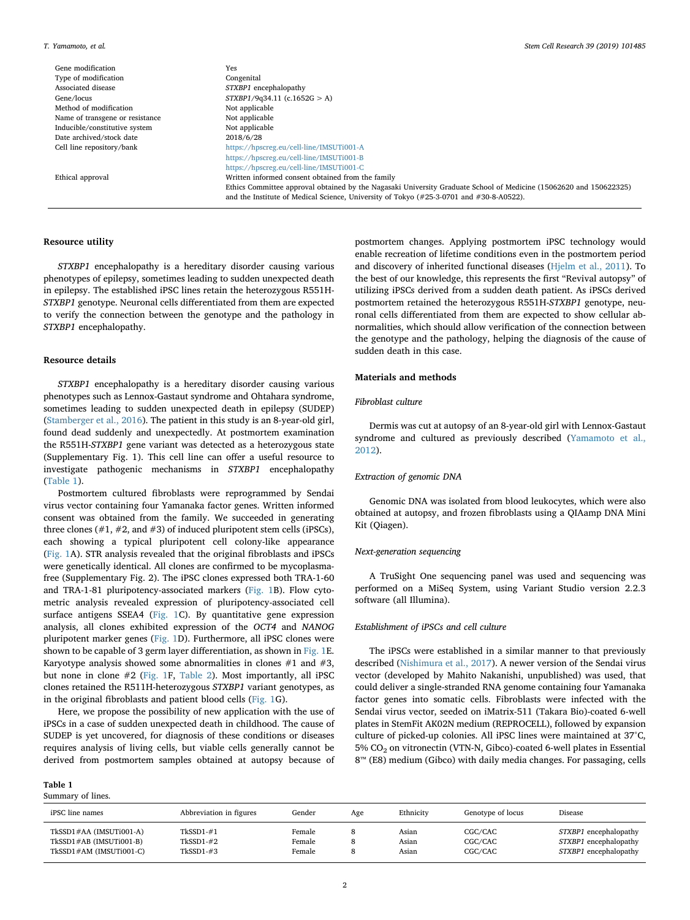| | |
|---|---|
| Gene modification | Yes |
| Type of modification | Congenital |
| Associated disease | *STXBP1* encephalopathy |
| Gene/locus | *STXBP1*/9q34.11 (c.1652G > A) |
| Method of modification | Not applicable |
| Name of transgene or resistance | Not applicable |
| Inducible/constitutive system | Not applicable |
| Date archived/stock date | 2018/6/28 |
| Cell line repository/bank | https://hpscreg.eu/cell-line/IMSUTi001-A<br>https://hpscreg.eu/cell-line/IMSUTi001-B<br>https://hpscreg.eu/cell-line/IMSUTi001-C |
| Ethical approval | Written informed consent obtained from the family<br>Ethics Committee approval obtained by the Nagasaki University Graduate School of Medicine (15062620 and 150622325) and the Institute of Medical Science, University of Tokyo (#25-3-0701 and #30-8-A0522). |

## Resource utility

*STXBP1* encephalopathy is a hereditary disorder causing various phenotypes of epilepsy, sometimes leading to sudden unexpected death in epilepsy. The established iPSC lines retain the heterozygous R551H-*STXBP1* genotype. Neuronal cells differentiated from them are expected to verify the connection between the genotype and the pathology in *STXBP1* encephalopathy.

## Resource details

*STXBP1* encephalopathy is a hereditary disorder causing various phenotypes such as Lennox-Gastaut syndrome and Ohtahara syndrome, sometimes leading to sudden unexpected death in epilepsy (SUDEP) (Stamberger et al., 2016). The patient in this study is an 8-year-old girl, found dead suddenly and unexpectedly. At postmortem examination the R551H-*STXBP1* gene variant was detected as a heterozygous state (Supplementary Fig. 1). This cell line can offer a useful resource to investigate pathogenic mechanisms in *STXBP1* encephalopathy (Table 1).

Postmortem cultured fibroblasts were reprogrammed by Sendai virus vector containing four Yamanaka factor genes. Written informed consent was obtained from the family. We succeeded in generating three clones (#1, #2, and #3) of induced pluripotent stem cells (iPSCs), each showing a typical pluripotent cell colony-like appearance (Fig. 1A). STR analysis revealed that the original fibroblasts and iPSCs were genetically identical. All clones are confirmed to be mycoplasma-free (Supplementary Fig. 2). The iPSC clones expressed both TRA-1-60 and TRA-1-81 pluripotency-associated markers (Fig. 1B). Flow cytometric analysis revealed expression of pluripotency-associated cell surface antigens SSEA4 (Fig. 1C). By quantitative gene expression analysis, all clones exhibited expression of the *OCT4* and *NANOG* pluripotent marker genes (Fig. 1D). Furthermore, all iPSC clones were shown to be capable of 3 germ layer differentiation, as shown in Fig. 1E. Karyotype analysis showed some abnormalities in clones #1 and #3, but none in clone #2 (Fig. 1F, Table 2). Most importantly, all iPSC clones retained the R511H-heterozygous *STXBP1* variant genotypes, as in the original fibroblasts and patient blood cells (Fig. 1G).

Here, we propose the possibility of new application with the use of iPSCs in a case of sudden unexpected death in childhood. The cause of SUDEP is yet uncovered, for diagnosis of these conditions or diseases requires analysis of living cells, but viable cells generally cannot be derived from postmortem samples obtained at autopsy because of postmortem changes. Applying postmortem iPSC technology would enable recreation of lifetime conditions even in the postmortem period and discovery of inherited functional diseases (Hjelm et al., 2011). To the best of our knowledge, this represents the first "Revival autopsy" of utilizing iPSCs derived from a sudden death patient. As iPSCs derived postmortem retained the heterozygous R551H-*STXBP1* genotype, neuronal cells differentiated from them are expected to show cellular abnormalities, which should allow verification of the connection between the genotype and the pathology, helping the diagnosis of the cause of sudden death in this case.

## Materials and methods

### Fibroblast culture

Dermis was cut at autopsy of an 8-year-old girl with Lennox-Gastaut syndrome and cultured as previously described (Yamamoto et al., 2012).

### Extraction of genomic DNA

Genomic DNA was isolated from blood leukocytes, which were also obtained at autopsy, and frozen fibroblasts using a QIAamp DNA Mini Kit (Qiagen).

### Next-generation sequencing

A TruSight One sequencing panel was used and sequencing was performed on a MiSeq System, using Variant Studio version 2.2.3 software (all Illumina).

### Establishment of iPSCs and cell culture

The iPSCs were established in a similar manner to that previously described (Nishimura et al., 2017). A newer version of the Sendai virus vector (developed by Mahito Nakanishi, unpublished) was used, that could deliver a single-stranded RNA genome containing four Yamanaka factor genes into somatic cells. Fibroblasts were infected with the Sendai virus vector, seeded on iMatrix-511 (Takara Bio)-coated 6-well plates in StemFit AK02N medium (REPROCELL), followed by expansion culture of picked-up colonies. All iPSC lines were maintained at 37°C, 5% $CO_2$ on vitronectin (VTN-N, Gibco)-coated 6-well plates in Essential 8™ (E8) medium (Gibco) with daily media changes. For passaging, cells

**Table 1**
Summary of lines.

| iPSC line names | Abbreviation in figures | Gender | Age | Ethnicity | Genotype of locus | Disease |
|---|---|---|---|---|---|---|
| TkSSD1#AA (IMSUTi001-A) | TkSSD1-#1 | Female | 8 | Asian | CGC/CAC | *STXBP1* encephalopathy |
| TkSSD1#AB (IMSUTi001-B) | TkSSD1-#2 | Female | 8 | Asian | CGC/CAC | *STXBP1* encephalopathy |
| TkSSD1#AM (IMSUTi001-C) | TkSSD1-#3 | Female | 8 | Asian | CGC/CAC | *STXBP1* encephalopathy |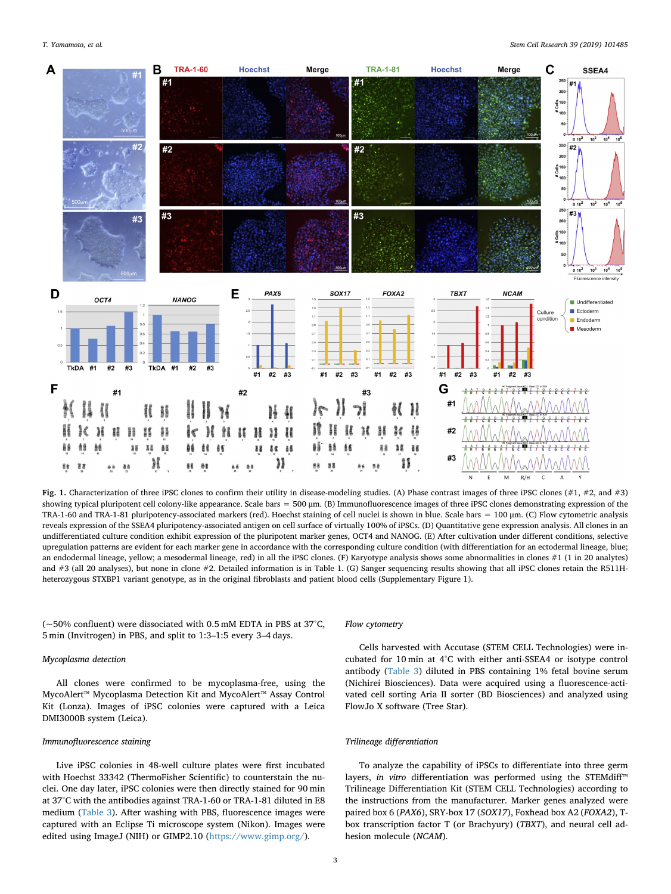Fig. 1. Characterization of three iPSC clones to confirm their utility in disease-modeling studies. (A) Phase contrast images of three iPSC clones (#1, #2, and #3) showing typical pluripotent cell colony-like appearance. Scale bars = 500 µm. (B) Immunofluorescence images of three iPSC clones demonstrating expression of the TRA-1-60 and TRA-1-81 pluripotency-associated markers (red). Hoechst staining of cell nuclei is shown in blue. Scale bars = 100 µm. (C) Flow cytometric analysis reveals expression of the SSEA4 pluripotency-associated antigen on cell surface of virtually 100% of iPSCs. (D) Quantitative gene expression analysis. All clones in an undifferentiated culture condition exhibit expression of the pluripotent marker genes, OCT4 and NANOG. (E) After cultivation under different conditions, selective upregulation patterns are evident for each marker gene in accordance with the corresponding culture condition (with differentiation for an ectodermal lineage, blue; an endodermal lineage, yellow; a mesodermal lineage, red) in all the iPSC clones. (F) Karyotype analysis shows some abnormalities in clones #1 (1 in 20 analytes) and #3 (all 20 analyses), but none in clone #2. Detailed information is in Table 1. (G) Sanger sequencing results showing that all iPSC clones retain the R511H-heterozygous STXBP1 variant genotype, as in the original fibroblasts and patient blood cells (Supplementary Figure 1).

(~50% confluent) were dissociated with 0.5 mM EDTA in PBS at 37°C, 5 min (Invitrogen) in PBS, and split to 1:3–1:5 every 3–4 days.

*Mycoplasma detection*

All clones were confirmed to be mycoplasma-free, using the MycoAlert™ Mycoplasma Detection Kit and MycoAlert™ Assay Control Kit (Lonza). Images of iPSC colonies were captured with a Leica DMI3000B system (Leica).

*Immunofluorescence staining*

Live iPSC colonies in 48-well culture plates were first incubated with Hoechst 33342 (ThermoFisher Scientific) to counterstain the nuclei. One day later, iPSC colonies were then directly stained for 90 min at 37°C with the antibodies against TRA-1-60 or TRA-1-81 diluted in E8 medium (Table 3). After washing with PBS, fluorescence images were captured with an Eclipse Ti microscope system (Nikon). Images were edited using ImageJ (NIH) or GIMP2.10 (https://www.gimp.org/).

*Flow cytometry*

Cells harvested with Accutase (STEM CELL Technologies) were incubated for 10 min at 4°C with either anti-SSEA4 or isotype control antibody (Table 3) diluted in PBS containing 1% fetal bovine serum (Nichirei Biosciences). Data were acquired using a fluorescence-activated cell sorting Aria II sorter (BD Biosciences) and analyzed using FlowJo X software (Tree Star).

*Trilineage differentiation*

To analyze the capability of iPSCs to differentiate into three germ layers, *in vitro* differentiation was performed using the STEMdiff™ Trilineage Differentiation Kit (STEM CELL Technologies) according to the instructions from the manufacturer. Marker genes analyzed were paired box 6 (*PAX6*), SRY-box 17 (*SOX17*), Foxhead box A2 (*FOXA2*), T-box transcription factor T (or Brachyury) (*TBXT*), and neural cell adhesion molecule (*NCAM*).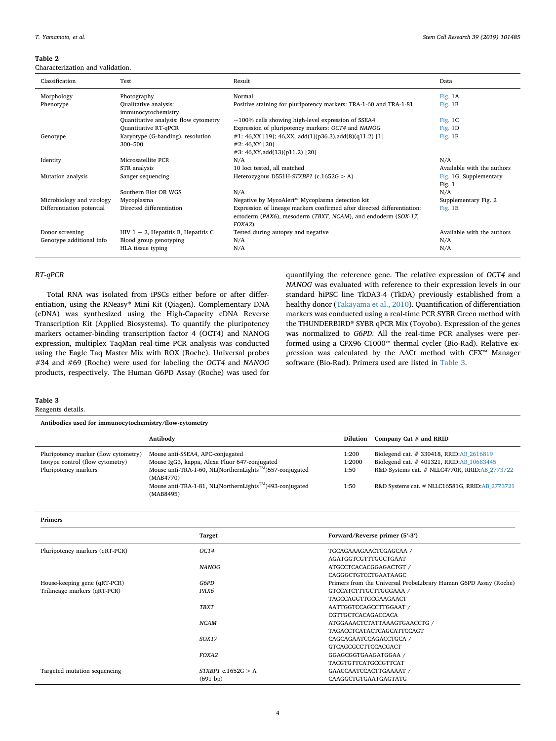**Table 2**
Characterization and validation.

| Classification | Test | Result | Data |
|---|---|---|---|
| Morphology | Photography | Normal | Fig. 1A |
| Phenotype | Qualitative analysis: immunocytochemistry | Positive staining for pluripotency markers: TRA-1-60 and TRA-1-81 | Fig. 1B |
| | Quantitative analysis: flow cytometry | ~100% cells showing high-level expression of SSEA4 | Fig. 1C |
| | Quantitative RT-qPCR | Expression of pluripotency markers: *OCT4* and *NANOG* | Fig. 1D |
| Genotype | Karyotype (G-banding), resolution 300–500 | #1: 46,XX [19]; 46,XX, add(1)(p36.3),add(8)(q11.2) [1]<br>#2: 46,XY [20]<br>#3: 46,XY,add(13)(p11.2) [20] | Fig. 1F |
| Identity | Microsatellite PCR | N/A | N/A |
| | STR analysis | 10 loci tested, all matched | Available with the authors |
| Mutation analysis | Sanger sequencing | Heterozygous D551H-*STXBP1* (c.1652G > A) | Fig. 1G, Supplementary Fig. 1 |
| | Southern Blot OR WGS | N/A | N/A |
| Microbiology and virology | Mycoplasma | Negative by MycoAlert™ Mycoplasma detection kit | Supplementary Fig. 2 |
| Differentiation potential | Directed differentiation | Expression of lineage markers confirmed after directed differentiation: ectoderm (*PAX6*), mesoderm (*TBXT*, *NCAM*), and endoderm (*SOX-17*, *FOXA2*). | Fig. 1E |
| Donor screening | HIV 1 + 2, Hepatitis B, Hepatitis C | Tested during autopsy and negative | Available with the authors |
| Genotype additional info | Blood group genotyping | N/A | N/A |
| | HLA tissue typing | N/A | N/A |

### RT-qPCR

Total RNA was isolated from iPSCs either before or after differentiation, using the RNeasy® Mini Kit (Qiagen). Complementary DNA (cDNA) was synthesized using the High-Capacity cDNA Reverse Transcription Kit (Applied Biosystems). To quantify the pluripotency markers octamer-binding transcription factor 4 (OCT4) and NANOG expression, multiplex TaqMan real-time PCR analysis was conducted using the Eagle Taq Master Mix with ROX (Roche). Universal probes #34 and #69 (Roche) were used for labeling the *OCT4* and *NANOG* products, respectively. The Human G6PD Assay (Roche) was used for quantifying the reference gene. The relative expression of *OCT4* and *NANOG* was evaluated with reference to their expression levels in our standard hiPSC line TkDA3-4 (TkDA) previously established from a healthy donor (Takayama et al., 2010). Quantification of differentiation markers was conducted using a real-time PCR SYBR Green method with the THUNDERBIRD® SYBR qPCR Mix (Toyobo). Expression of the genes was normalized to *G6PD*. All the real-time PCR analyses were performed using a CFX96 C1000™ thermal cycler (Bio-Rad). Relative expression was calculated by the ΔΔCt method with CFX™ Manager software (Bio-Rad). Primers used are listed in Table 3.

**Table 3**
Reagents details.

**Antibodies used for immunocytochemistry/flow-cytometry**

| | Antibody | Dilution | Company Cat # and RRID |
|---|---|---|---|
| Pluripotency marker (flow cytometry) | Mouse anti-SSEA4, APC-conjugated | 1:200 | Biolegend cat. # 330418, RRID:AB_2616819 |
| Isotype control (flow cytometry) | Mouse IgG3, kappa, Alexa Fluor 647-conjugated | 1:2000 | Biolegend cat. # 401321, RRID:AB_10683445 |
| Pluripotency markers | Mouse anti-TRA-1-60, NL(NorthernLights™)557-conjugated (MAB4770) | 1:50 | R&D Systems cat. # NLLC4770R, RRID:AB_2773722 |
| | Mouse anti-TRA-1-81, NL(NorthernLights™)493-conjugated (MAB8495) | 1:50 | R&D Systems cat. # NLLC16581G, RRID:AB_2773721 |

**Primers**

| | Target | Forward/Reverse primer (5′-3′) |
|---|---|---|
| Pluripotency markers (qRT-PCR) | *OCT4* | TGCAGAAAGAACTCGAGCAA / AGATGGTCGTTTGGCTGAAT |
| | *NANOG* | ATGCCTCACACGGAGACTGT / CAGGGCTGTCCTGAATAAGC |
| House-keeping gene (qRT-PCR) | *G6PD* | Primers from the Universal ProbeLibrary Human G6PD Assay (Roche) |
| Trilineage markers (qRT-PCR) | *PAX6* | GTCCATCTTTGCTTGGGAAA / TAGCCAGGTTGCGAAGAACT |
| | *TBXT* | AATTGGTCCAGCCTTGGAAT / CGTTGCTCACAGACCACA |
| | *NCAM* | ATGGAAACTCTATTAAAGTGAACCTG / TAGACCTCATACTCAGCATTCCAGT |
| | *SOX17* | CAGCAGAATCCAGACCTGCA / GTCAGCGCCTTCCACGACT |
| | *FOXA2* | GGAGCGGTGAAGATGGAA / TACGTGTTCATGCCGTTCAT |
| Targeted mutation sequencing | *STXBP1* c.1652G > A (691 bp) | GAACCAATCCACTTGAAAAT / CAAGGCTGTGAATGAGTATG |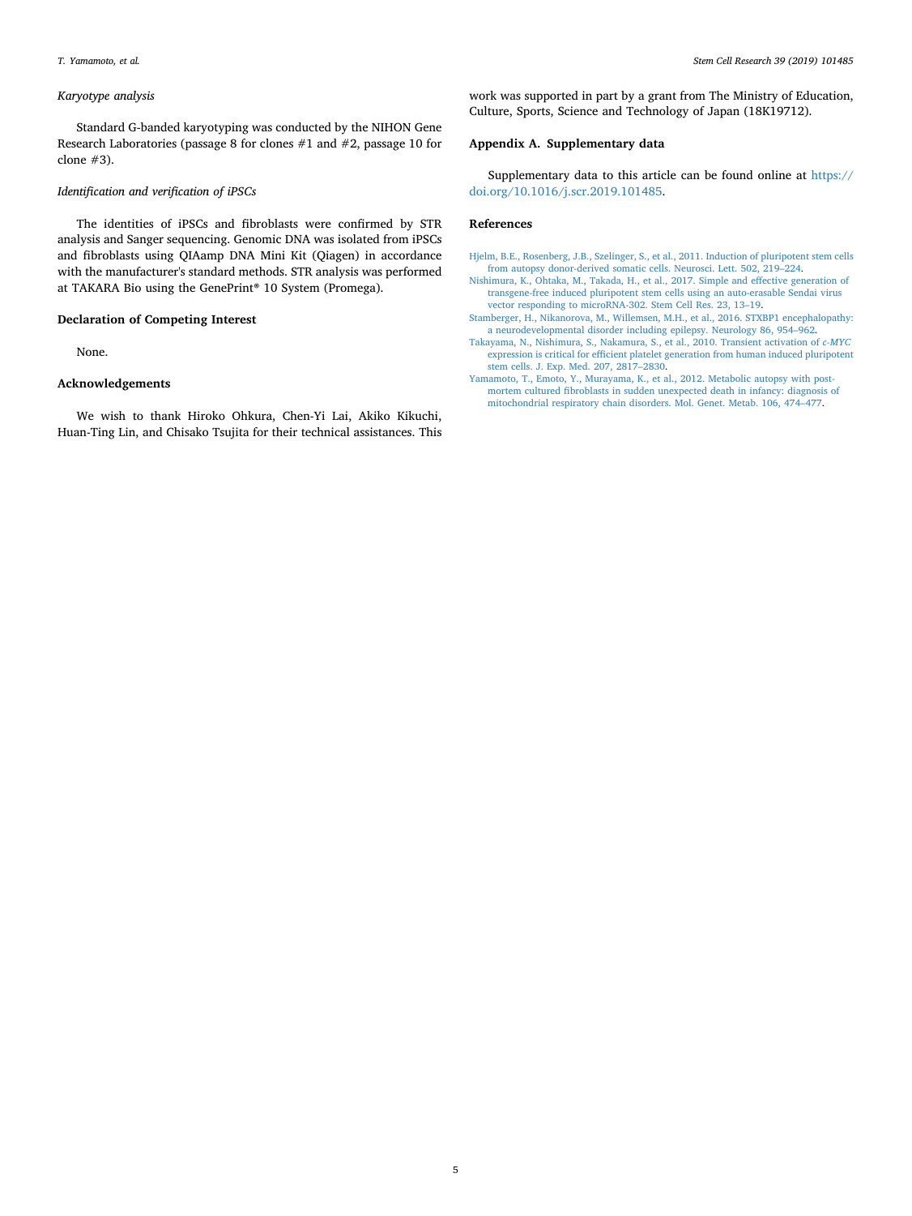### Karyotype analysis

Standard G-banded karyotyping was conducted by the NIHON Gene Research Laboratories (passage 8 for clones #1 and #2, passage 10 for clone #3).

### Identification and verification of iPSCs

The identities of iPSCs and fibroblasts were confirmed by STR analysis and Sanger sequencing. Genomic DNA was isolated from iPSCs and fibroblasts using QIAamp DNA Mini Kit (Qiagen) in accordance with the manufacturer's standard methods. STR analysis was performed at TAKARA Bio using the GenePrint® 10 System (Promega).

## Declaration of Competing Interest

None.

## Acknowledgements

We wish to thank Hiroko Ohkura, Chen-Yi Lai, Akiko Kikuchi, Huan-Ting Lin, and Chisako Tsujita for their technical assistances. This work was supported in part by a grant from The Ministry of Education, Culture, Sports, Science and Technology of Japan (18K19712).

## Appendix A. Supplementary data

Supplementary data to this article can be found online at https://doi.org/10.1016/j.scr.2019.101485.

## References

Hjelm, B.E., Rosenberg, J.B., Szelinger, S., et al., 2011. Induction of pluripotent stem cells from autopsy donor-derived somatic cells. Neurosci. Lett. 502, 219–224.

Nishimura, K., Ohtaka, M., Takada, H., et al., 2017. Simple and effective generation of transgene-free induced pluripotent stem cells using an auto-erasable Sendai virus vector responding to microRNA-302. Stem Cell Res. 23, 13–19.

Stamberger, H., Nikanorova, M., Willemsen, M.H., et al., 2016. STXBP1 encephalopathy: a neurodevelopmental disorder including epilepsy. Neurology 86, 954–962.

Takayama, N., Nishimura, S., Nakamura, S., et al., 2010. Transient activation of *c-MYC* expression is critical for efficient platelet generation from human induced pluripotent stem cells. J. Exp. Med. 207, 2817–2830.

Yamamoto, T., Emoto, Y., Murayama, K., et al., 2012. Metabolic autopsy with postmortem cultured fibroblasts in sudden unexpected death in infancy: diagnosis of mitochondrial respiratory chain disorders. Mol. Genet. Metab. 106, 474–477.